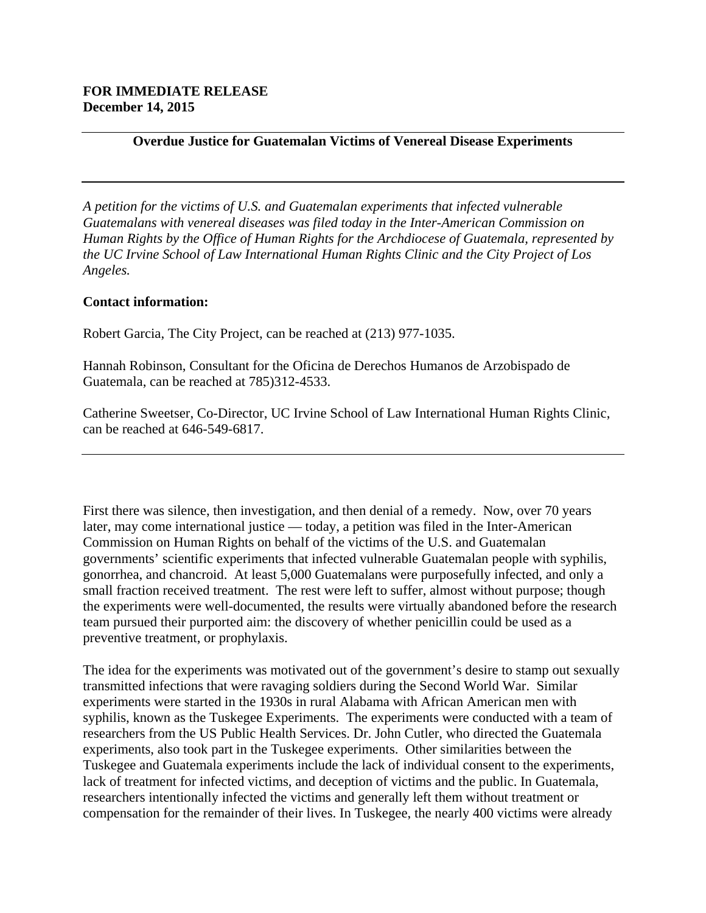**FOR IMMEDIATE RELEASE**
**December 14, 2015**

---

**Overdue Justice for Guatemalan Victims of Venereal Disease Experiments**

---

*A petition for the victims of U.S. and Guatemalan experiments that infected vulnerable Guatemalans with venereal diseases was filed today in the Inter-American Commission on Human Rights by the Office of Human Rights for the Archdiocese of Guatemala, represented by the UC Irvine School of Law International Human Rights Clinic and the City Project of Los Angeles.*

**Contact information:**

Robert Garcia, The City Project, can be reached at (213) 977-1035.

Hannah Robinson, Consultant for the Oficina de Derechos Humanos de Arzobispado de Guatemala, can be reached at 785)312-4533.

Catherine Sweetser, Co-Director, UC Irvine School of Law International Human Rights Clinic, can be reached at 646-549-6817.

---

First there was silence, then investigation, and then denial of a remedy. Now, over 70 years later, may come international justice — today, a petition was filed in the Inter-American Commission on Human Rights on behalf of the victims of the U.S. and Guatemalan governments' scientific experiments that infected vulnerable Guatemalan people with syphilis, gonorrhea, and chancroid. At least 5,000 Guatemalans were purposefully infected, and only a small fraction received treatment. The rest were left to suffer, almost without purpose; though the experiments were well-documented, the results were virtually abandoned before the research team pursued their purported aim: the discovery of whether penicillin could be used as a preventive treatment, or prophylaxis.

The idea for the experiments was motivated out of the government's desire to stamp out sexually transmitted infections that were ravaging soldiers during the Second World War. Similar experiments were started in the 1930s in rural Alabama with African American men with syphilis, known as the Tuskegee Experiments. The experiments were conducted with a team of researchers from the US Public Health Services. Dr. John Cutler, who directed the Guatemala experiments, also took part in the Tuskegee experiments. Other similarities between the Tuskegee and Guatemala experiments include the lack of individual consent to the experiments, lack of treatment for infected victims, and deception of victims and the public. In Guatemala, researchers intentionally infected the victims and generally left them without treatment or compensation for the remainder of their lives. In Tuskegee, the nearly 400 victims were already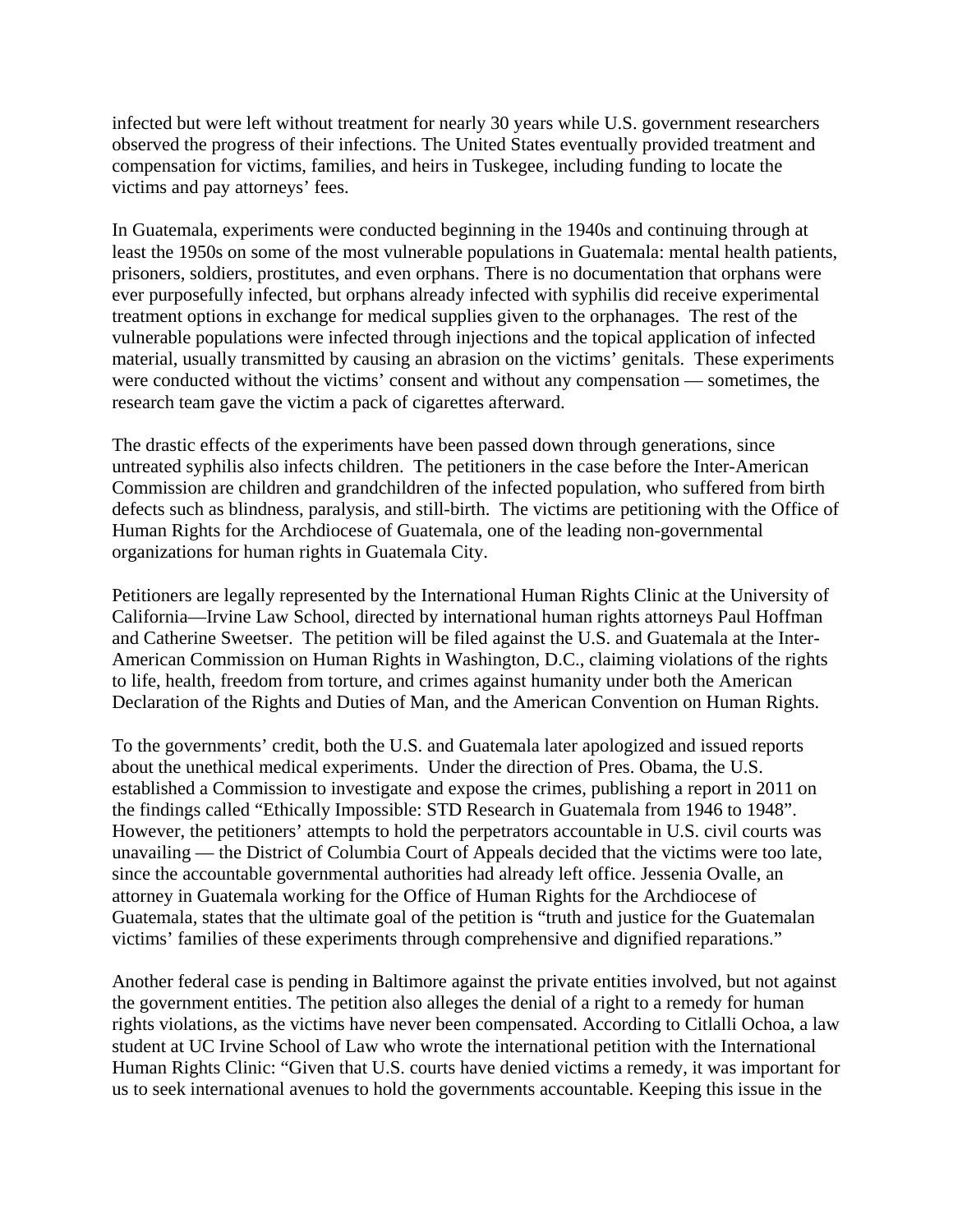infected but were left without treatment for nearly 30 years while U.S. government researchers observed the progress of their infections. The United States eventually provided treatment and compensation for victims, families, and heirs in Tuskegee, including funding to locate the victims and pay attorneys' fees.

In Guatemala, experiments were conducted beginning in the 1940s and continuing through at least the 1950s on some of the most vulnerable populations in Guatemala: mental health patients, prisoners, soldiers, prostitutes, and even orphans. There is no documentation that orphans were ever purposefully infected, but orphans already infected with syphilis did receive experimental treatment options in exchange for medical supplies given to the orphanages. The rest of the vulnerable populations were infected through injections and the topical application of infected material, usually transmitted by causing an abrasion on the victims' genitals. These experiments were conducted without the victims' consent and without any compensation — sometimes, the research team gave the victim a pack of cigarettes afterward.

The drastic effects of the experiments have been passed down through generations, since untreated syphilis also infects children. The petitioners in the case before the Inter-American Commission are children and grandchildren of the infected population, who suffered from birth defects such as blindness, paralysis, and still-birth. The victims are petitioning with the Office of Human Rights for the Archdiocese of Guatemala, one of the leading non-governmental organizations for human rights in Guatemala City.

Petitioners are legally represented by the International Human Rights Clinic at the University of California—Irvine Law School, directed by international human rights attorneys Paul Hoffman and Catherine Sweetser. The petition will be filed against the U.S. and Guatemala at the Inter-American Commission on Human Rights in Washington, D.C., claiming violations of the rights to life, health, freedom from torture, and crimes against humanity under both the American Declaration of the Rights and Duties of Man, and the American Convention on Human Rights.

To the governments' credit, both the U.S. and Guatemala later apologized and issued reports about the unethical medical experiments. Under the direction of Pres. Obama, the U.S. established a Commission to investigate and expose the crimes, publishing a report in 2011 on the findings called "Ethically Impossible: STD Research in Guatemala from 1946 to 1948". However, the petitioners' attempts to hold the perpetrators accountable in U.S. civil courts was unavailing — the District of Columbia Court of Appeals decided that the victims were too late, since the accountable governmental authorities had already left office. Jessenia Ovalle, an attorney in Guatemala working for the Office of Human Rights for the Archdiocese of Guatemala, states that the ultimate goal of the petition is "truth and justice for the Guatemalan victims' families of these experiments through comprehensive and dignified reparations."

Another federal case is pending in Baltimore against the private entities involved, but not against the government entities. The petition also alleges the denial of a right to a remedy for human rights violations, as the victims have never been compensated. According to Citlalli Ochoa, a law student at UC Irvine School of Law who wrote the international petition with the International Human Rights Clinic: "Given that U.S. courts have denied victims a remedy, it was important for us to seek international avenues to hold the governments accountable. Keeping this issue in the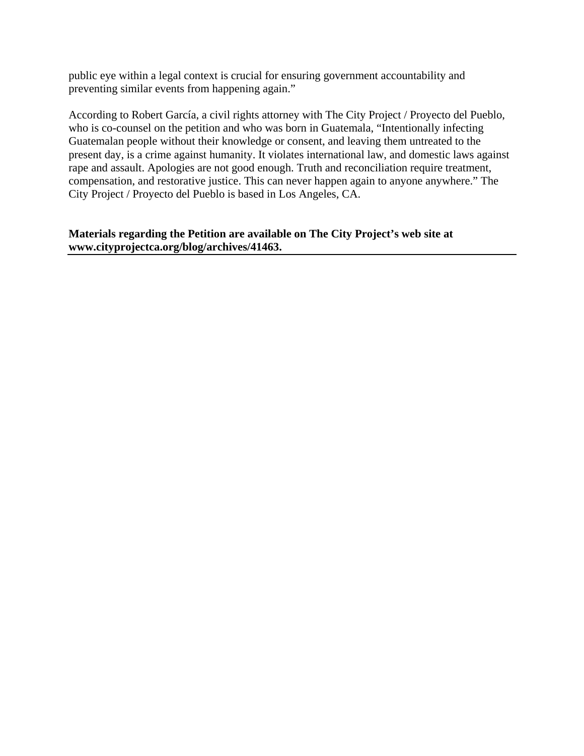public eye within a legal context is crucial for ensuring government accountability and preventing similar events from happening again."

According to Robert García, a civil rights attorney with The City Project / Proyecto del Pueblo, who is co-counsel on the petition and who was born in Guatemala, "Intentionally infecting Guatemalan people without their knowledge or consent, and leaving them untreated to the present day, is a crime against humanity. It violates international law, and domestic laws against rape and assault. Apologies are not good enough. Truth and reconciliation require treatment, compensation, and restorative justice. This can never happen again to anyone anywhere." The City Project / Proyecto del Pueblo is based in Los Angeles, CA.

**Materials regarding the Petition are available on The City Project's web site at www.cityprojectca.org/blog/archives/41463.**